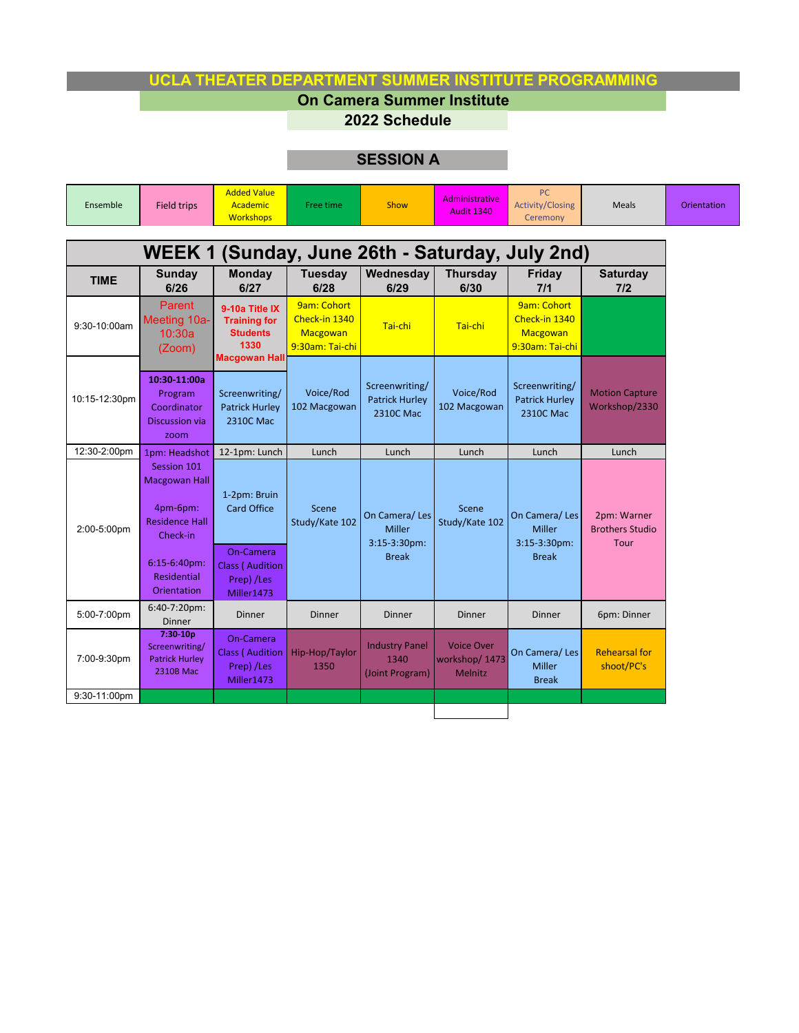# UCLA THEATER DEPARTMENT SUMMER INSTITUTE PROGRAMMING

## On Camera Summer Institute

## 2022 Schedule

## SESSION A

| Ensemble | Field trips | Added Value Academic Workshops | Free time | Show | Administrative Audit 1340 | PC Activity/Closing Ceremony | Meals | Orientation |
|---|---|---|---|---|---|---|---|---|

| WEEK 1 (Sunday, June 26th - Saturday, July 2nd) | | | | | | | |
|---|---|---|---|---|---|---|---|
| TIME | Sunday 6/26 | Monday 6/27 | Tuesday 6/28 | Wednesday 6/29 | Thursday 6/30 | Friday 7/1 | Saturday 7/2 |
| 9:30-10:00am | Parent Meeting 10a-10:30a (Zoom) | 9-10a Title IX Training for Students 1330 Macgowan Hall | 9am: Cohort Check-in 1340 Macgowan 9:30am: Tai-chi | Tai-chi | Tai-chi | 9am: Cohort Check-in 1340 Macgowan 9:30am: Tai-chi | |
| 10:15-12:30pm | 10:30-11:00a Program Coordinator Discussion via zoom | Screenwriting/ Patrick Hurley 2310C Mac | Voice/Rod 102 Macgowan | Screenwriting/ Patrick Hurley 2310C Mac | Voice/Rod 102 Macgowan | Screenwriting/ Patrick Hurley 2310C Mac | Motion Capture Workshop/2330 |
| 12:30-2:00pm | 1pm: Headshot Session 101 Macgowan Hall | 12-1pm: Lunch | Lunch | Lunch | Lunch | Lunch | Lunch |
| 2:00-5:00pm | 4pm-6pm: Residence Hall Check-in<br><br>6:15-6:40pm: Residential Orientation | 1-2pm: Bruin Card Office<br><br>On-Camera Class ( Audition Prep) /Les Miller1473 | Scene Study/Kate 102 | On Camera/ Les Miller 3:15-3:30pm: Break | Scene Study/Kate 102 | On Camera/ Les Miller 3:15-3:30pm: Break | 2pm: Warner Brothers Studio Tour |
| 5:00-7:00pm | 6:40-7:20pm: Dinner | Dinner | Dinner | Dinner | Dinner | Dinner | 6pm: Dinner |
| 7:00-9:30pm | 7:30-10p Screenwriting/ Patrick Hurley 2310B Mac | On-Camera Class ( Audition Prep) /Les Miller1473 | Hip-Hop/Taylor 1350 | Industry Panel 1340 (Joint Program) | Voice Over workshop/ 1473 Melnitz | On Camera/ Les Miller Break | Rehearsal for shoot/PC's |
| 9:30-11:00pm | | | | | | | |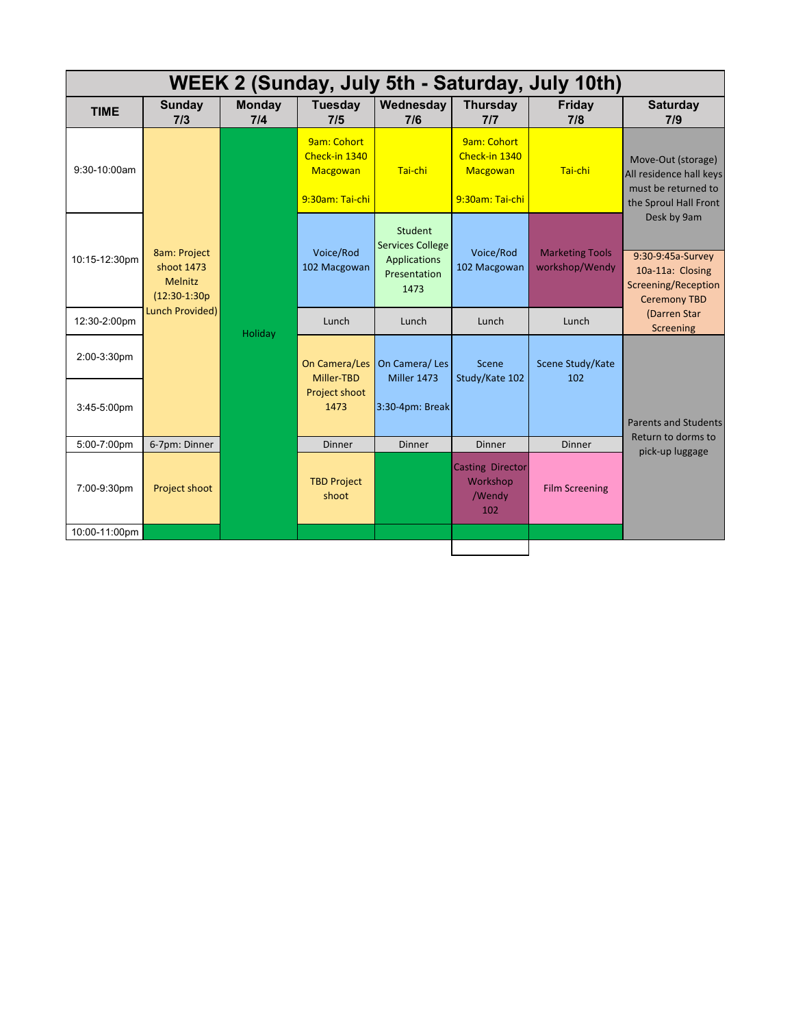| WEEK 2 (Sunday, July 5th - Saturday, July 10th) | | | | | | | |
|---|---|---|---|---|---|---|---|
| TIME | Sunday 7/3 | Monday 7/4 | Tuesday 7/5 | Wednesday 7/6 | Thursday 7/7 | Friday 7/8 | Saturday 7/9 |
| 9:30-10:00am | 8am: Project shoot 1473 Melnitz (12:30-1:30p Lunch Provided) | Holiday | 9am: Cohort Check-in 1340 Macgowan 9:30am: Tai-chi | Tai-chi | 9am: Cohort Check-in 1340 Macgowan 9:30am: Tai-chi | Tai-chi | Move-Out (storage) All residence hall keys must be returned to the Sproul Hall Front Desk by 9am |
| 10:15-12:30pm | | | Voice/Rod 102 Macgowan | Student Services College Applications Presentation 1473 | Voice/Rod 102 Macgowan | Marketing Tools workshop/Wendy | 9:30-9:45a-Survey 10a-11a: Closing Screening/Reception Ceremony TBD (Darren Star Screening |
| 12:30-2:00pm | | | Lunch | Lunch | Lunch | Lunch | |
| 2:00-3:30pm | | | On Camera/Les Miller-TBD Project shoot 1473 | On Camera/ Les Miller 1473 3:30-4pm: Break | Scene Study/Kate 102 | Scene Study/Kate 102 | Parents and Students Return to dorms to pick-up luggage |
| 3:45-5:00pm | | | | | | | |
| 5:00-7:00pm | 6-7pm: Dinner | | Dinner | Dinner | Dinner | Dinner | |
| 7:00-9:30pm | Project shoot | | TBD Project shoot | | Casting Director Workshop /Wendy 102 | Film Screening | |
| 10:00-11:00pm | | | | | | | |